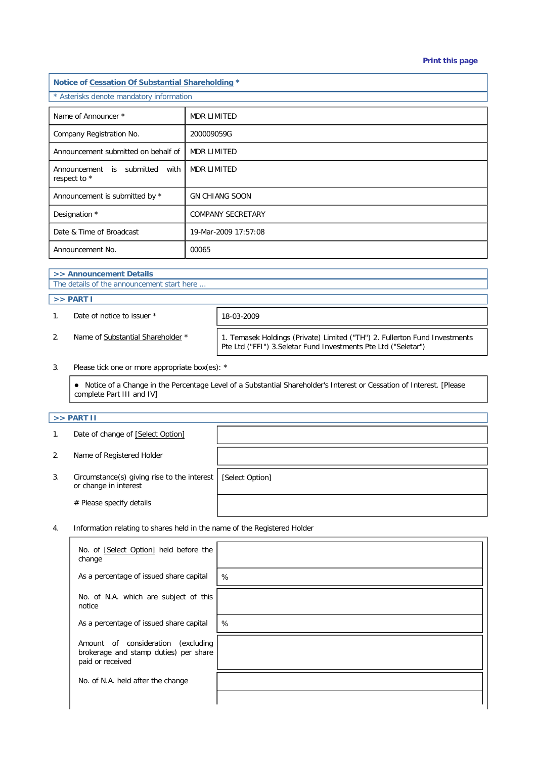## Notice of Cessation Of Substantial Shareholding *

\* Asterisks denote mandatory information

| | |
|---|---|
| Name of Announcer * | MDR LIMITED |
| Company Registration No. | 200009059G |
| Announcement submitted on behalf of | MDR LIMITED |
| Announcement is submitted with respect to * | MDR LIMITED |
| Announcement is submitted by * | GN CHIANG SOON |
| Designation * | COMPANY SECRETARY |
| Date & Time of Broadcast | 19-Mar-2009 17:57:08 |
| Announcement No. | 00065 |

### >> Announcement Details

The details of the announcement start here ...

### >> PART I

| | | |
|---|---|---|
| 1. | Date of notice to issuer * | 18-03-2009 |
| 2. | Name of Substantial Shareholder * | 1. Temasek Holdings (Private) Limited ("TH") 2. Fullerton Fund Investments Pte Ltd ("FFI") 3.Seletar Fund Investments Pte Ltd ("Seletar") |

3. Please tick one or more appropriate box(es): *

- Notice of a Change in the Percentage Level of a Substantial Shareholder's Interest or Cessation of Interest. [Please complete Part III and IV]

### >> PART II

| | | |
|---|---|---|
| 1. | Date of change of [Select Option] | |
| 2. | Name of Registered Holder | |
| 3. | Circumstance(s) giving rise to the interest or change in interest | [Select Option] |
| | # Please specify details | |

4. Information relating to shares held in the name of the Registered Holder

| | |
|---|---|
| No. of [Select Option] held before the change | |
| As a percentage of issued share capital | % |
| No. of N.A. which are subject of this notice | |
| As a percentage of issued share capital | % |
| Amount of consideration (excluding brokerage and stamp duties) per share paid or received | |
| No. of N.A. held after the change | |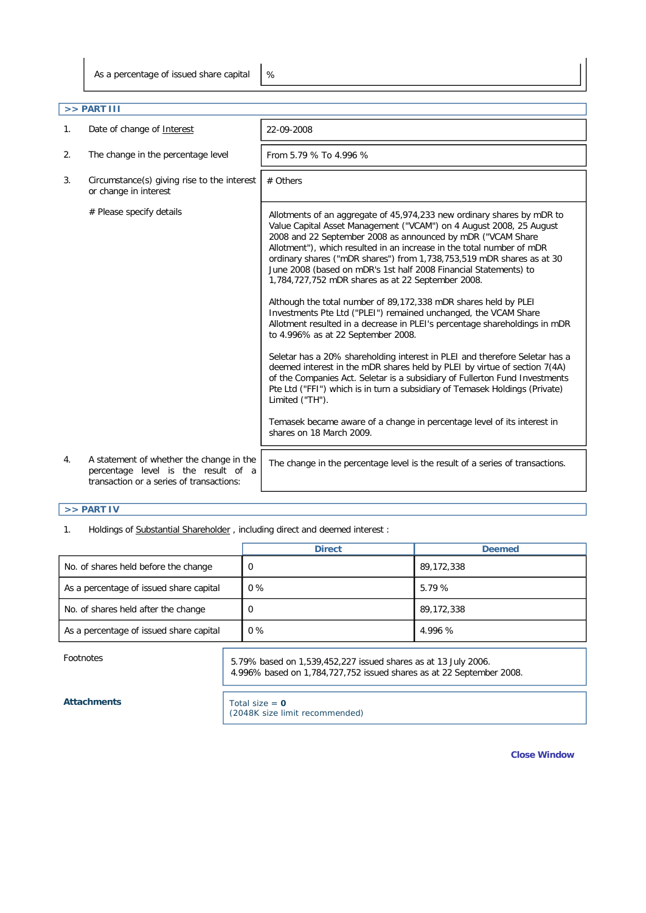| | |
|---|---|
| As a percentage of issued share capital | % |

## >> PART III

| | | |
|---|---|---|
| 1. | Date of change of Interest | 22-09-2008 |
| 2. | The change in the percentage level | From 5.79 % To 4.996 % |
| 3. | Circumstance(s) giving rise to the interest or change in interest | # Others |
| | # Please specify details | Allotments of an aggregate of 45,974,233 new ordinary shares by mDR to Value Capital Asset Management ("VCAM") on 4 August 2008, 25 August 2008 and 22 September 2008 as announced by mDR ("VCAM Share Allotment"), which resulted in an increase in the total number of mDR ordinary shares ("mDR shares") from 1,738,753,519 mDR shares as at 30 June 2008 (based on mDR's 1st half 2008 Financial Statements) to 1,784,727,752 mDR shares as at 22 September 2008.<br><br>Although the total number of 89,172,338 mDR shares held by PLEI Investments Pte Ltd ("PLEI") remained unchanged, the VCAM Share Allotment resulted in a decrease in PLEI's percentage shareholdings in mDR to 4.996% as at 22 September 2008.<br><br>Seletar has a 20% shareholding interest in PLEI and therefore Seletar has a deemed interest in the mDR shares held by PLEI by virtue of section 7(4A) of the Companies Act. Seletar is a subsidiary of Fullerton Fund Investments Pte Ltd ("FFI") which is in turn a subsidiary of Temasek Holdings (Private) Limited ("TH").<br><br>Temasek became aware of a change in percentage level of its interest in shares on 18 March 2009. |
| 4. | A statement of whether the change in the percentage level is the result of a transaction or a series of transactions: | The change in the percentage level is the result of a series of transactions. |

## >> PART IV

1. Holdings of Substantial Shareholder , including direct and deemed interest :

| | Direct | Deemed |
|---|---|---|
| No. of shares held before the change | 0 | 89,172,338 |
| As a percentage of issued share capital | 0 % | 5.79 % |
| No. of shares held after the change | 0 | 89,172,338 |
| As a percentage of issued share capital | 0 % | 4.996 % |

| | |
|---|---|
| Footnotes | 5.79% based on 1,539,452,227 issued shares as at 13 July 2006.<br>4.996% based on 1,784,727,752 issued shares as at 22 September 2008. |

| | |
|---|---|
| **Attachments** | Total size = **0**<br>(2048K size limit recommended) |

**Close Window**